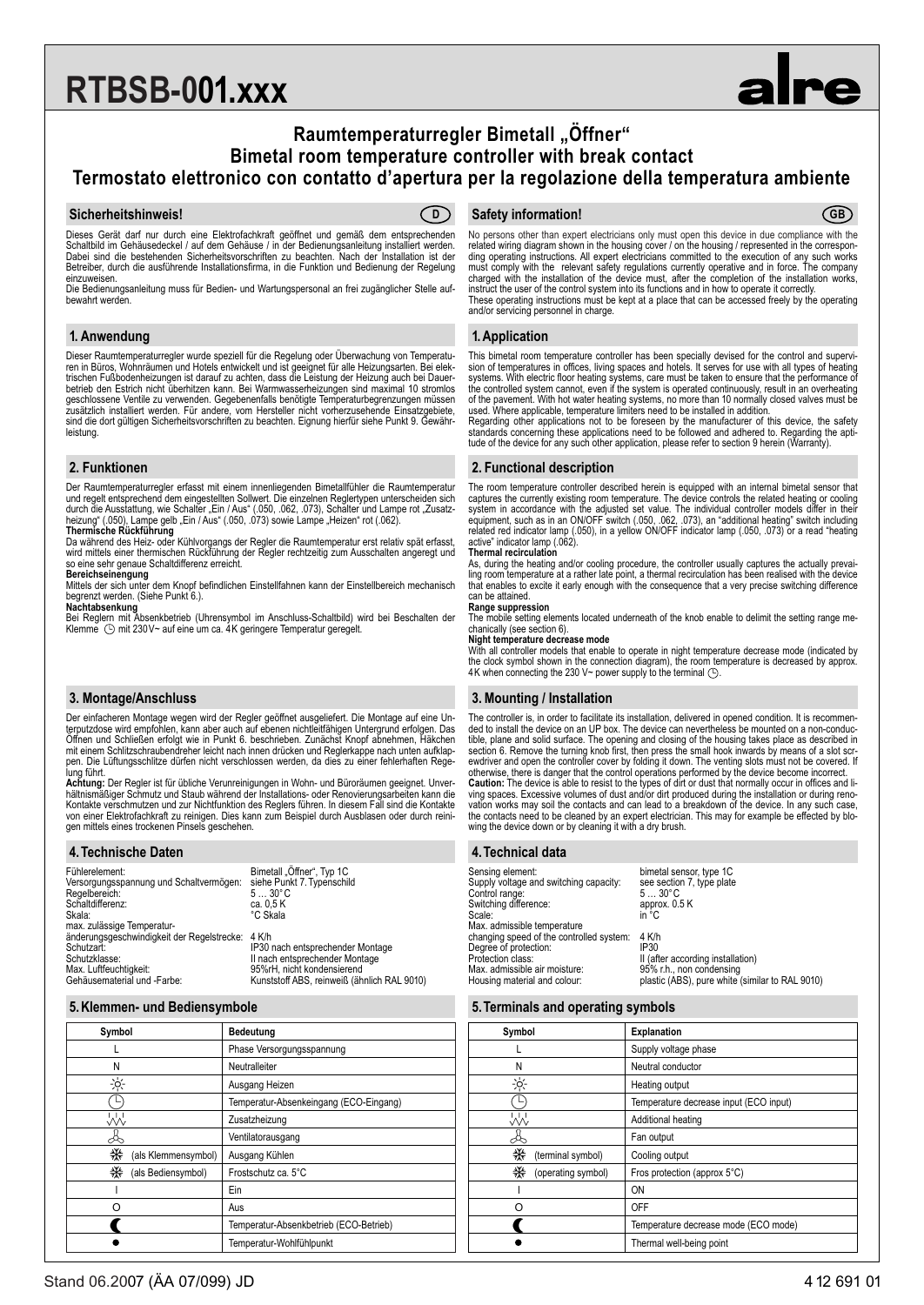# RTBSB-001.xxx

alre

## Raumtemperaturregler Bimetall „Öffner"
## Bimetal room temperature controller with break contact
## Termostato elettronico con contatto d'apertura per la regolazione della temperatura ambiente

### Sicherheitshinweis! (D)

Dieses Gerät darf nur durch eine Elektrofachkraft geöffnet und gemäß dem entsprechenden Schaltbild im Gehäusedeckel / auf dem Gehäuse / in der Bedienungsanleitung installiert werden. Dabei sind die bestehenden Sicherheitsvorschriften zu beachten. Nach der Installation ist der Betreiber, durch die ausführende Installationsfirma, in die Funktion und Bedienung der Regelung einzuweisen.
Die Bedienungsanleitung muss für Bedien- und Wartungspersonal an frei zugänglicher Stelle aufbewahrt werden.

### 1. Anwendung

Dieser Raumtemperaturregler wurde speziell für die Regelung oder Überwachung von Temperaturen in Büros, Wohnräumen und Hotels entwickelt und ist geeignet für alle Heizungsarten. Bei elektrischen Fußbodenheizungen ist darauf zu achten, dass die Leistung der Heizung auch bei Dauerbetrieb den Estrich nicht überhitzen kann. Bei Warmwasserheizungen sind maximal 10 stromlos geschlossene Ventile zu verwenden. Gegebenenfalls benötigte Temperaturbegrenzungen müssen zusätzlich installiert werden. Für andere, vom Hersteller nicht vorherzusehende Einsatzgebiete, sind die dort gültigen Sicherheitsvorschriften zu beachten. Eignung hierfür siehe Punkt 9. Gewährleistung.

### 2. Funktionen

Der Raumtemperaturregler erfasst mit einem innenliegenden Bimetallfühler die Raumtemperatur und regelt entsprechend dem eingestellten Sollwert. Die einzelnen Reglertypen unterscheiden sich durch die Ausstattung, wie Schalter „Ein / Aus" (.050, .062, .073), Schalter und Lampe rot „Zusatzheizung" (.050), Lampe gelb „Ein / Aus" (.050, .073) sowie Lampe „Heizen" rot (.062).

**Thermische Rückführung**
Da während des Heiz- oder Kühlvorgangs der Regler die Raumtemperatur erst relativ spät erfasst, wird mittels einer thermischen Rückführung der Regler rechtzeitig zum Ausschalten angeregt und so eine sehr genaue Schaltdifferenz erreicht.

**Bereichseinengung**
Mittels der sich unter dem Knopf befindlichen Einstellfahnen kann der Einstellbereich mechanisch begrenzt werden. (Siehe Punkt 6.).

**Nachtabsenkung**
Bei Reglern mit Absenkbetrieb (Uhrensymbol im Anschluss-Schaltbild) wird bei Beschalten der Klemme ⌚ mit 230V~ auf eine um ca. 4K geringere Temperatur geregelt.

### 3. Montage/Anschluss

Der einfacheren Montage wegen wird der Regler geöffnet ausgeliefert. Die Montage auf eine Unterputzdose wird empfohlen, kann aber auch auf ebenen nichtleitfähigen Untergrund erfolgen. Das Öffnen und Schließen erfolgt wie in Punkt 6. beschrieben. Zunächst Knopf abnehmen, Häkchen mit einem Schlitzschraubendreher leicht nach innen drücken und Reglerkappe nach unten aufklappen. Die Lüftungsschlitze dürfen nicht verschlossen werden, da dies zu einer fehlerhaften Regelung führt.
**Achtung:** Der Regler ist für übliche Verunreinigungen in Wohn- und Büroräumen geeignet. Unverhältnismäßiger Schmutz und Staub während der Installations- oder Renovierungsarbeiten kann die Kontakte verschmutzen und zur Nichtfunktion des Reglers führen. In diesem Fall sind die Kontakte von einer Elektrofachkraft zu reinigen. Dies kann zum Beispiel durch Ausblasen oder durch reinigen mittels eines trockenen Pinsels geschehen.

### 4. Technische Daten

| | |
|---|---|
| Fühlerelement: | Bimetall „Öffner", Typ 1C |
| Versorgungsspannung und Schaltvermögen: | siehe Punkt 7. Typenschild |
| Regelbereich: | 5 … 30°C |
| Schaltdifferenz: | ca. 0,5 K |
| Skala: | °C Skala |
| max. zulässige Temperaturänderungsgeschwindigkeit der Regelstrecke: | 4 K/h |
| Schutzart: | IP30 nach entsprechender Montage |
| Schutzklasse: | II nach entsprechender Montage |
| Max. Luftfeuchtigkeit: | 95%rH, nicht kondensierend |
| Gehäusematerial und -Farbe: | Kunststoff ABS, reinweiß (ähnlich RAL 9010) |

### 5. Klemmen- und Bediensymbole

| Symbol | Bedeutung |
|---|---|
| L | Phase Versorgungsspannung |
| N | Neutralleiter |
| ☼ | Ausgang Heizen |
| ⌚ | Temperatur-Absenkeingang (ECO-Eingang) |
| (Zusatzheizung-Symbol) | Zusatzheizung |
| (Ventilator-Symbol) | Ventilatorausgang |
| ❄ (als Klemmensymbol) | Ausgang Kühlen |
| ❄ (als Bediensymbol) | Frostschutz ca. 5°C |
| I | Ein |
| O | Aus |
| ☾ | Temperatur-Absenkbetrieb (ECO-Betrieb) |
| ● | Temperatur-Wohlfühlpunkt |

### Safety information! (GB)

No persons other than expert electricians only must open this device in due compliance with the related wiring diagram shown in the housing cover / on the housing / represented in the corresponding operating instructions. All expert electricians committed to the execution of any such works must comply with the relevant safety regulations currently operative and in force. The company charged with the installation of the device must, after the completion of the installation works, instruct the user of the control system into its functions and in how to operate it correctly.
These operating instructions must be kept at a place that can be accessed freely by the operating and/or servicing personnel in charge.

### 1. Application

This bimetal room temperature controller has been specially devised for the control and supervision of temperatures in offices, living spaces and hotels. It serves for use with all types of heating systems. With electric floor heating systems, care must be taken to ensure that the performance of the controlled system cannot, even if the system is operated continuously, result in an overheating of the pavement. With hot water heating systems, no more than 10 normally closed valves must be used. Where applicable, temperature limiters need to be installed in addition.
Regarding other applications not to be foreseen by the manufacturer of this device, the safety standards concerning these applications need to be followed and adhered to. Regarding the aptitude of the device for any such other application, please refer to section 9 herein (Warranty).

### 2. Functional description

The room temperature controller described herein is equipped with an internal bimetal sensor that captures the currently existing room temperature. The device controls the related heating or cooling system in accordance with the adjusted set value. The individual controller models differ in their equipment, such as in an ON/OFF switch (.050, .062, .073), an "additional heating" switch including related red indicator lamp (.050), in a yellow ON/OFF indicator lamp (.050, .073) or a read "heating active" indicator lamp (.062).

**Thermal recirculation**
As, during the heating and/or cooling procedure, the controller usually captures the actually prevailing room temperature at a rather late point, a thermal recirculation has been realised with the device that enables to excite it early enough with the consequence that a very precise switching difference can be attained.

**Range suppression**
The mobile setting elements located underneath of the knob enable to delimit the setting range mechanically (see section 6).

**Night temperature decrease mode**
With all controller models that enable to operate in night temperature decrease mode (indicated by the clock symbol shown in the connection diagram), the room temperature is decreased by approx. 4K when connecting the 230 V~ power supply to the terminal ⌚.

### 3. Mounting / Installation

The controller is, in order to facilitate its installation, delivered in opened condition. It is recommended to install the device on an UP box. The device can nevertheless be mounted on a non-conductible, plane and solid surface. The opening and closing of the housing takes place as described in section 6. Remove the turning knob first, then press the small hook inwards by means of a slot screwdriver and open the controller cover by folding it down. The venting slots must not be covered. If otherwise, there is danger that the control operations performed by the device become incorrect.
**Caution:** The device is able to resist to the types of dirt or dust that normally occur in offices and living spaces. Excessive volumes of dust and/or dirt produced during the installation or during renovation works may soil the contacts and can lead to a breakdown of the device. In any such case, the contacts need to be cleaned by an expert electrician. This may for example be effected by blowing the device down or by cleaning it with a dry brush.

### 4. Technical data

| | |
|---|---|
| Sensing element: | bimetal sensor, type 1C |
| Supply voltage and switching capacity: | see section 7, type plate |
| Control range: | 5 … 30°C |
| Switching difference: | approx. 0.5 K |
| Scale: | in °C |
| Max. admissible temperature changing speed of the controlled system: | 4 K/h |
| Degree of protection: | IP30 |
| Protection class: | II (after according installation) |
| Max. admissible air moisture: | 95% r.h., non condensing |
| Housing material and colour: | plastic (ABS), pure white (similar to RAL 9010) |

### 5. Terminals and operating symbols

| Symbol | Explanation |
|---|---|
| L | Supply voltage phase |
| N | Neutral conductor |
| ☼ | Heating output |
| ⌚ | Temperature decrease input (ECO input) |
| (additional heating symbol) | Additional heating |
| (fan symbol) | Fan output |
| ❄ (terminal symbol) | Cooling output |
| ❄ (operating symbol) | Fros protection (approx 5°C) |
| I | ON |
| O | OFF |
| ☾ | Temperature decrease mode (ECO mode) |
| ● | Thermal well-being point |

Stand 06.2007 (ÄA 07/099) JD — 4 12 691 01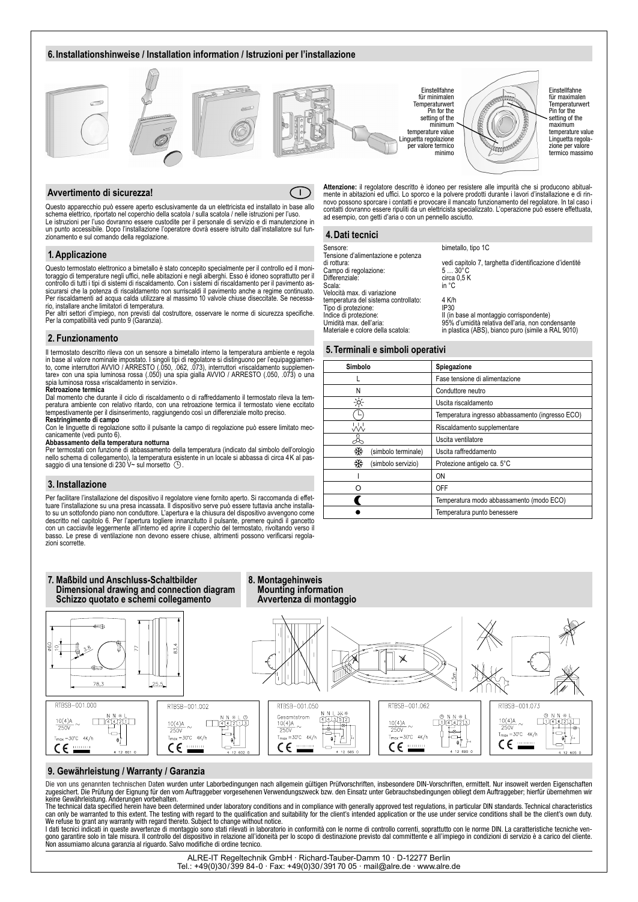## 6. Installationshinweise / Installation information / Istruzioni per l'installazione

Einstellfahne für minimalen Temperaturwert
Pin for the setting of the minimum temperature value
Linguetta regolazione per valore termico minimo

Einstellfahne für maximalen Temperaturwert
Pin for the setting of the maximum temperature value
Linguetta regolazione per valore termico massimo

### Avvertimento di sicurezza!

I

Questo apparecchio può essere aperto esclusivamente da un elettricista ed installato in base allo schema elettrico, riportato nel coperchio della scatola / sulla scatola / nelle istruzioni per l'uso.
Le istruzioni per l'uso dovranno essere custodite per il personale di servizio e di manutenzione in un punto accessibile. Dopo l'installazione l'operatore dovrà essere istruito dall'installatore sul funzionamento e sul comando della regolazione.

### 1. Applicazione

Questo termostato elettronico a bimetallo è stato concepito specialmente per il controllo ed il monitoraggio di temperature negli uffici, nelle abitazioni e negli alberghi. Esso è idoneo soprattutto per il controllo di tutti i tipi di sistemi di riscaldamento. Con i sistemi di riscaldamento per il pavimento assicurarsi che la potenza di riscaldamento non surriscaldi il pavimento anche a regime continuato. Per riscaldamenti ad acqua calda utilizzare al massimo 10 valvole chiuse diseccitate. Se necessario, installare anche limitatori di temperatura.
Per altri settori d'impiego, non previsti dal costruttore, osservare le norme di sicurezza specifiche. Per la compatibilità vedi punto 9 (Garanzia).

### 2. Funzionamento

Il termostato descritto rileva con un sensore a bimetallo interno la temperatura ambiente e regola in base al valore nominale impostato. I singoli tipi di regolatore si distinguono per l'equipaggiamento, come interruttori AVVIO / ARRESTO (.050, .062, .073), interruttori «riscaldamento supplementare» con una spia luminosa rossa (.050) una spia gialla AVVIO / ARRESTO (.050, .073) o una spia luminosa rossa «riscaldamento in servizio».

**Retroazione termica**
Dal momento che durante il ciclo di riscaldamento o di raffreddamento il termostato rileva la temperatura ambiente con relativo ritardo, con una retroazione termica il termostato viene eccitato tempestivamente per il disinserimento, raggiungendo così un differenziale molto preciso.

**Restringimento di campo**
Con le linguette di regolazione sotto il pulsante la campo di regolazione può essere limitato meccanicamente (vedi punto 6).

**Abbassamento della temperatura notturna**
Per termostati con funzione di abbassamento della temperatura (indicato dal simbolo dell'orologio nello schema di collegamento), la temperatura esistente in un locale si abbassa di circa 4 K al passaggio di una tensione di 230 V~ sul morsetto ⌚.

### 3. Installazione

Per facilitare l'installazione del dispositivo il regolatore viene fornito aperto. Si raccomanda di effettuare l'installazione su una presa incassata. Il dispositivo serve può essere tuttavia anche installato su un sottofondo piano non conduttore. L'apertura e la chiusura del dispositivo avvengono come descritto nel capitolo 6. Per l'apertura togliere innanzitutto il pulsante, premere quindi il gancetto con un cacciavite leggermente all'interno ed aprire il coperchio del termostato, rivoltando verso il basso. Le prese di ventilazione non devono essere chiuse, altrimenti possono verificarsi regolazioni scorrette.

**Attenzione:** il regolatore descritto è idoneo per resistere alle impurità che si producono abitualmente in abitazioni ed uffici. Lo sporco e la polvere prodotti durante i lavori d'installazione e di rinnovo possono sporcare i contatti e provocare il mancato funzionamento del regolatore. In tal caso i contatti dovranno essere ripuliti da un elettricista specializzato. L'operazione può essere effettuata, ad esempio, con getti d'aria o con un pennello asciutto.

### 4. Dati tecnici

| | |
|---|---|
| Sensore: | bimetallo, tipo 1C |
| Tensione d'alimentazione e potenza di rottura: | vedi capitolo 7, targhetta d'identificazione d'identità |
| Campo di regolazione: | 5 … 30° C |
| Differenziale: | circa 0,5 K |
| Scala: | in °C |
| Velocità max. di variazione temperatura del sistema controllato: | 4 K/h |
| Tipo di protezione: | IP30 |
| Indice di protezione: | II (in base al montaggio corrispondente) |
| Umidità max. dell'aria: | 95% d'umidità relativa dell'aria, non condensante |
| Materiale e colore della scatola: | in plastica (ABS), bianco puro (simile a RAL 9010) |

### 5. Terminali e simboli operativi

| Simbolo | Spiegazione |
|---|---|
| L | Fase tensione di alimentazione |
| N | Conduttore neutro |
| ☼ | Uscita riscaldamento |
| ⌚ | Temperatura ingresso abbassamento (ingresso ECO) |
| ≋ | Riscaldamento supplementare |
| ✇ | Uscita ventilatore |
| ❄ (simbolo terminale) | Uscita raffreddamento |
| ❄ (simbolo servizio) | Protezione antigelo ca. 5°C |
| I | ON |
| O | OFF |
| ☾ | Temperatura modo abbassamento (modo ECO) |
| ● | Temperatura punto benessere |

## 7. Maßbild und Anschluss-Schaltbilder / Dimensional drawing and connection diagram / Schizzo quotato e schemi collegamento

Ø60, 10, 3,5, 77, 83,4, 78,3, 25,5

RTBSB-001.000 — 10(4)A 250V~ — $T_{max}$ = 30°C 4K/h — 4 12 601 0

RTBSB-001.002 — 10(4)A 250V~ — $T_{max}$ = 30°C 4K/h — 4 12 602 0

RTBSB-001.050 — Gesamtstrom 10(4)A 250V~ — $T_{max}$ = 30°C 4K/h — 4 12 585 0

RTBSB-001.062 — 10(4)A 250V~ — $T_{max}$ = 30°C 4K/h — 4 12 590 0

RTBSB-001.073 — 10(4)A 250V~ — $T_{max}$ = 30°C 4K/h — 4 12 605 0

## 8. Montagehinweis / Mounting information / Avvertenza di montaggio

1,5m

## 9. Gewährleistung / Warranty / Garanzia

Die von uns genannten technischen Daten wurden unter Laborbedingungen nach allgemein gültigen Prüfvorschriften, insbesondere DIN-Vorschriften, ermittelt. Nur insoweit werden Eigenschaften zugesichert. Die Prüfung der Eignung für den vom Auftraggeber vorgesehenen Verwendungszweck bzw. den Einsatz unter Gebrauchsbedingungen obliegt dem Auftraggeber; hierfür übernehmen wir keine Gewährleistung. Änderungen vorbehalten.

The technical data specified herein have been determined under laboratory conditions and in compliance with generally approved test regulations, in particular DIN standards. Technical characteristics can only be warranted to this extent. The testing with regard to the qualification and suitability for the client's intended application or the use under service conditions shall be the client's own duty. We refuse to grant any warranty with regard thereto. Subject to change without notice.

I dati tecnici indicati in queste avvertenze di montaggio sono stati rilevati in laboratorio in conformità con le norme di controllo correnti, soprattutto con le norme DIN. La caratteristiche tecniche vengono garantire solo in tale misura. Il controllo del dispositivo in relazione all'idoneità per lo scopo di destinazione previsto dal committente e all'impiego in condizioni di servizio è a carico del cliente. Non assumiamo alcuna garanzia al riguardo. Salvo modifiche di ordine tecnico.

ALRE-IT Regeltechnik GmbH · Richard-Tauber-Damm 10 · D-12277 Berlin
Tel.: +49(0)30/399 84-0 · Fax: +49(0)30/391 70 05 · mail@alre.de · www.alre.de